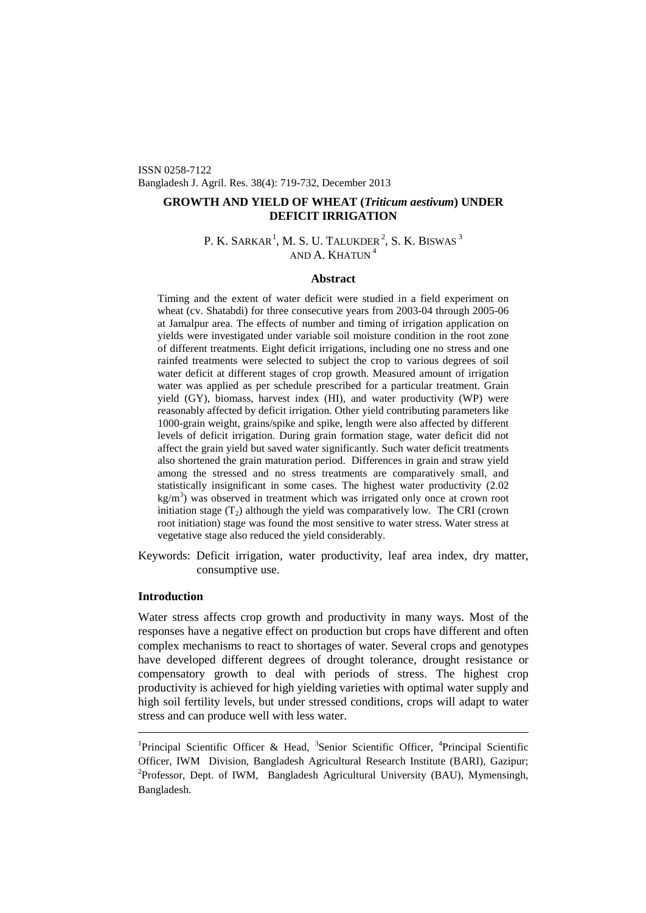ISSN 0258-7122
Bangladesh J. Agril. Res. 38(4): 719-732, December 2013

# GROWTH AND YIELD OF WHEAT (*Triticum aestivum*) UNDER DEFICIT IRRIGATION

P. K. SARKAR[1], M. S. U. TALUKDER[2], S. K. BISWAS[3] AND A. KHATUN[4]

## Abstract

Timing and the extent of water deficit were studied in a field experiment on wheat (cv. Shatabdi) for three consecutive years from 2003-04 through 2005-06 at Jamalpur area. The effects of number and timing of irrigation application on yields were investigated under variable soil moisture condition in the root zone of different treatments. Eight deficit irrigations, including one no stress and one rainfed treatments were selected to subject the crop to various degrees of soil water deficit at different stages of crop growth. Measured amount of irrigation water was applied as per schedule prescribed for a particular treatment. Grain yield (GY), biomass, harvest index (HI), and water productivity (WP) were reasonably affected by deficit irrigation. Other yield contributing parameters like 1000-grain weight, grains/spike and spike, length were also affected by different levels of deficit irrigation. During grain formation stage, water deficit did not affect the grain yield but saved water significantly. Such water deficit treatments also shortened the grain maturation period. Differences in grain and straw yield among the stressed and no stress treatments are comparatively small, and statistically insignificant in some cases. The highest water productivity (2.02 $kg/m^3$) was observed in treatment which was irrigated only once at crown root initiation stage ($T_2$) although the yield was comparatively low. The CRI (crown root initiation) stage was found the most sensitive to water stress. Water stress at vegetative stage also reduced the yield considerably.

Keywords: Deficit irrigation, water productivity, leaf area index, dry matter, consumptive use.

## Introduction

Water stress affects crop growth and productivity in many ways. Most of the responses have a negative effect on production but crops have different and often complex mechanisms to react to shortages of water. Several crops and genotypes have developed different degrees of drought tolerance, drought resistance or compensatory growth to deal with periods of stress. The highest crop productivity is achieved for high yielding varieties with optimal water supply and high soil fertility levels, but under stressed conditions, crops will adapt to water stress and can produce well with less water.

---

[1]Principal Scientific Officer & Head, [3]Senior Scientific Officer, [4]Principal Scientific Officer, IWM Division, Bangladesh Agricultural Research Institute (BARI), Gazipur; [2]Professor, Dept. of IWM, Bangladesh Agricultural University (BAU), Mymensingh, Bangladesh.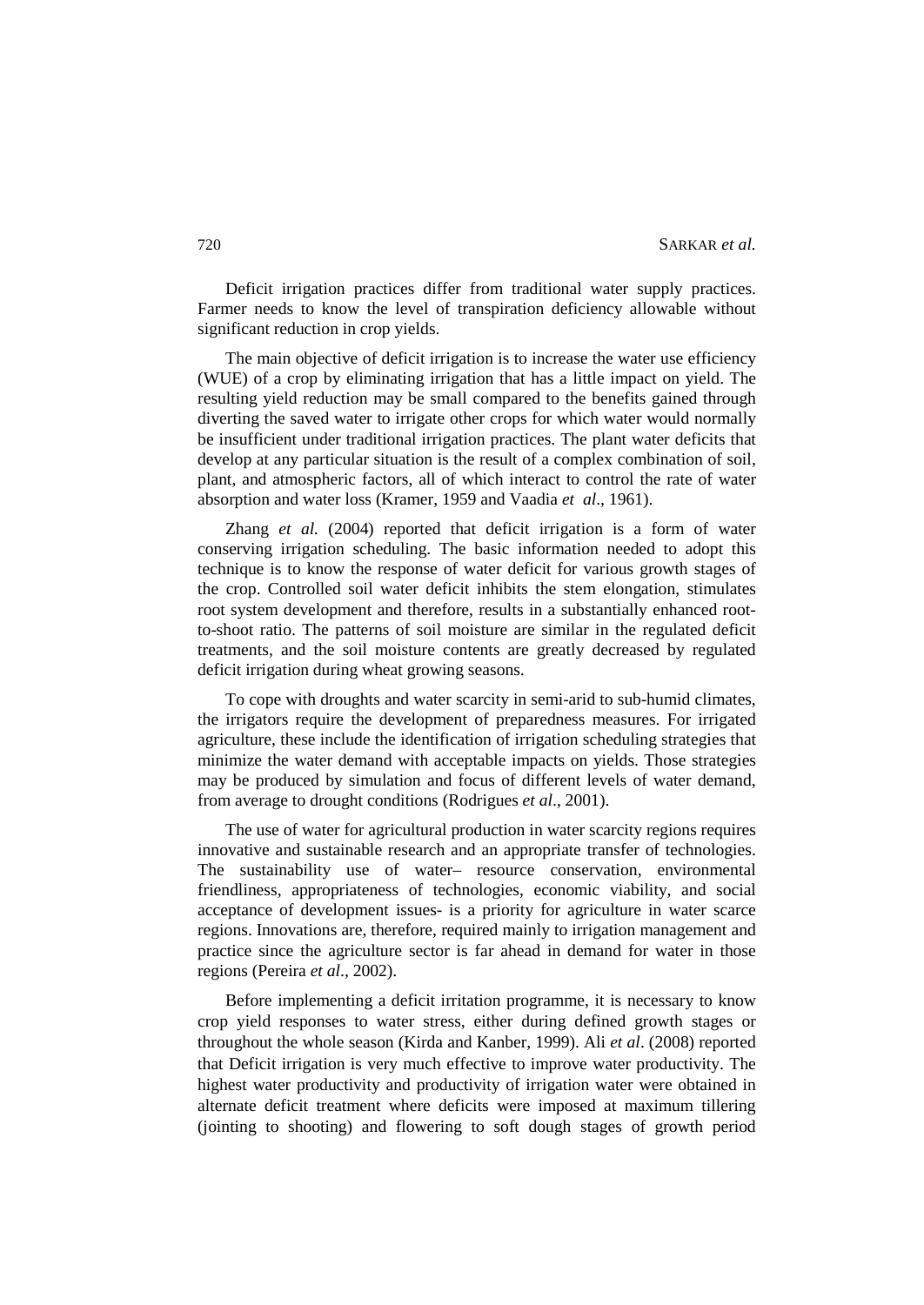Deficit irrigation practices differ from traditional water supply practices. Farmer needs to know the level of transpiration deficiency allowable without significant reduction in crop yields.

The main objective of deficit irrigation is to increase the water use efficiency (WUE) of a crop by eliminating irrigation that has a little impact on yield. The resulting yield reduction may be small compared to the benefits gained through diverting the saved water to irrigate other crops for which water would normally be insufficient under traditional irrigation practices. The plant water deficits that develop at any particular situation is the result of a complex combination of soil, plant, and atmospheric factors, all of which interact to control the rate of water absorption and water loss (Kramer, 1959 and Vaadia *et al*., 1961).

Zhang *et al.* (2004) reported that deficit irrigation is a form of water conserving irrigation scheduling. The basic information needed to adopt this technique is to know the response of water deficit for various growth stages of the crop. Controlled soil water deficit inhibits the stem elongation, stimulates root system development and therefore, results in a substantially enhanced root-to-shoot ratio. The patterns of soil moisture are similar in the regulated deficit treatments, and the soil moisture contents are greatly decreased by regulated deficit irrigation during wheat growing seasons.

To cope with droughts and water scarcity in semi-arid to sub-humid climates, the irrigators require the development of preparedness measures. For irrigated agriculture, these include the identification of irrigation scheduling strategies that minimize the water demand with acceptable impacts on yields. Those strategies may be produced by simulation and focus of different levels of water demand, from average to drought conditions (Rodrigues *et al*., 2001).

The use of water for agricultural production in water scarcity regions requires innovative and sustainable research and an appropriate transfer of technologies. The sustainability use of water– resource conservation, environmental friendliness, appropriateness of technologies, economic viability, and social acceptance of development issues- is a priority for agriculture in water scarce regions. Innovations are, therefore, required mainly to irrigation management and practice since the agriculture sector is far ahead in demand for water in those regions (Pereira *et al*., 2002).

Before implementing a deficit irritation programme, it is necessary to know crop yield responses to water stress, either during defined growth stages or throughout the whole season (Kirda and Kanber, 1999). Ali *et al*. (2008) reported that Deficit irrigation is very much effective to improve water productivity. The highest water productivity and productivity of irrigation water were obtained in alternate deficit treatment where deficits were imposed at maximum tillering (jointing to shooting) and flowering to soft dough stages of growth period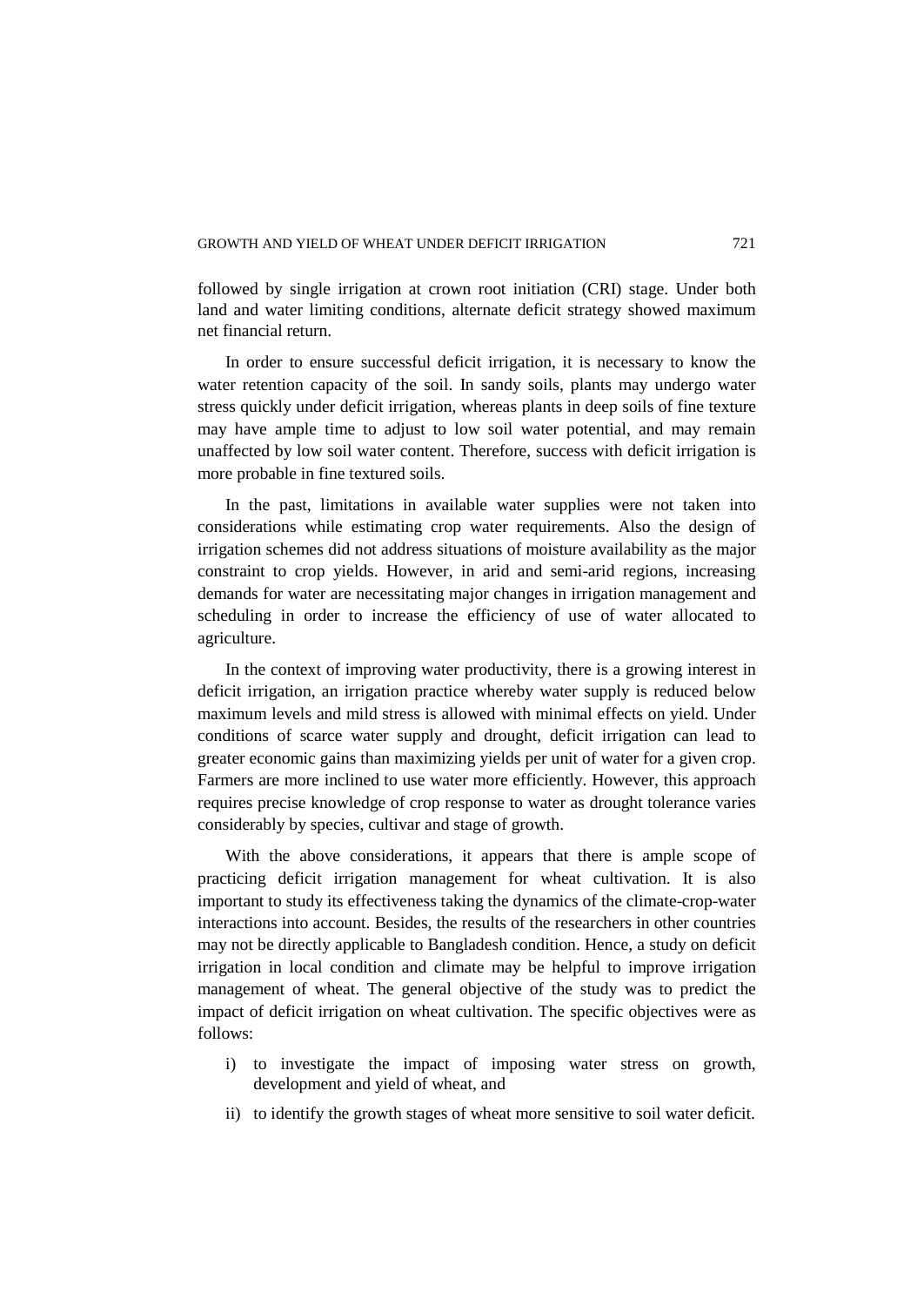followed by single irrigation at crown root initiation (CRI) stage. Under both land and water limiting conditions, alternate deficit strategy showed maximum net financial return.

In order to ensure successful deficit irrigation, it is necessary to know the water retention capacity of the soil. In sandy soils, plants may undergo water stress quickly under deficit irrigation, whereas plants in deep soils of fine texture may have ample time to adjust to low soil water potential, and may remain unaffected by low soil water content. Therefore, success with deficit irrigation is more probable in fine textured soils.

In the past, limitations in available water supplies were not taken into considerations while estimating crop water requirements. Also the design of irrigation schemes did not address situations of moisture availability as the major constraint to crop yields. However, in arid and semi-arid regions, increasing demands for water are necessitating major changes in irrigation management and scheduling in order to increase the efficiency of use of water allocated to agriculture.

In the context of improving water productivity, there is a growing interest in deficit irrigation, an irrigation practice whereby water supply is reduced below maximum levels and mild stress is allowed with minimal effects on yield. Under conditions of scarce water supply and drought, deficit irrigation can lead to greater economic gains than maximizing yields per unit of water for a given crop. Farmers are more inclined to use water more efficiently. However, this approach requires precise knowledge of crop response to water as drought tolerance varies considerably by species, cultivar and stage of growth.

With the above considerations, it appears that there is ample scope of practicing deficit irrigation management for wheat cultivation. It is also important to study its effectiveness taking the dynamics of the climate-crop-water interactions into account. Besides, the results of the researchers in other countries may not be directly applicable to Bangladesh condition. Hence, a study on deficit irrigation in local condition and climate may be helpful to improve irrigation management of wheat. The general objective of the study was to predict the impact of deficit irrigation on wheat cultivation. The specific objectives were as follows:

i) to investigate the impact of imposing water stress on growth, development and yield of wheat, and

ii) to identify the growth stages of wheat more sensitive to soil water deficit.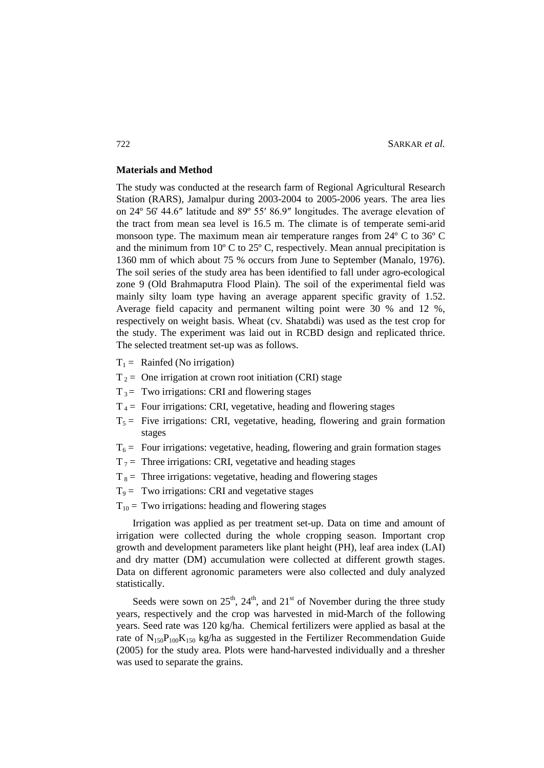## Materials and Method

The study was conducted at the research farm of Regional Agricultural Research Station (RARS), Jamalpur during 2003-2004 to 2005-2006 years. The area lies on 24º 56′ 44.6″ latitude and 89º 55′ 86.9″ longitudes. The average elevation of the tract from mean sea level is 16.5 m. The climate is of temperate semi-arid monsoon type. The maximum mean air temperature ranges from 24º C to 36º C and the minimum from 10º C to 25º C, respectively. Mean annual precipitation is 1360 mm of which about 75 % occurs from June to September (Manalo, 1976). The soil series of the study area has been identified to fall under agro-ecological zone 9 (Old Brahmaputra Flood Plain). The soil of the experimental field was mainly silty loam type having an average apparent specific gravity of 1.52. Average field capacity and permanent wilting point were 30 % and 12 %, respectively on weight basis. Wheat (cv. Shatabdi) was used as the test crop for the study. The experiment was laid out in RCBD design and replicated thrice. The selected treatment set-up was as follows.

- $T_1$ = Rainfed (No irrigation)
- $T_2$ = One irrigation at crown root initiation (CRI) stage
- $T_3$ = Two irrigations: CRI and flowering stages
- $T_4$ = Four irrigations: CRI, vegetative, heading and flowering stages
- $T_5$ = Five irrigations: CRI, vegetative, heading, flowering and grain formation stages
- $T_6$ = Four irrigations: vegetative, heading, flowering and grain formation stages
- $T_7$ = Three irrigations: CRI, vegetative and heading stages
- $T_8$ = Three irrigations: vegetative, heading and flowering stages
- $T_9$ = Two irrigations: CRI and vegetative stages
- $T_{10}$ = Two irrigations: heading and flowering stages

Irrigation was applied as per treatment set-up. Data on time and amount of irrigation were collected during the whole cropping season. Important crop growth and development parameters like plant height (PH), leaf area index (LAI) and dry matter (DM) accumulation were collected at different growth stages. Data on different agronomic parameters were also collected and duly analyzed statistically.

Seeds were sown on 25th, 24th, and 21st of November during the three study years, respectively and the crop was harvested in mid-March of the following years. Seed rate was 120 kg/ha. Chemical fertilizers were applied as basal at the rate of $N_{150}P_{100}K_{150}$ kg/ha as suggested in the Fertilizer Recommendation Guide (2005) for the study area. Plots were hand-harvested individually and a thresher was used to separate the grains.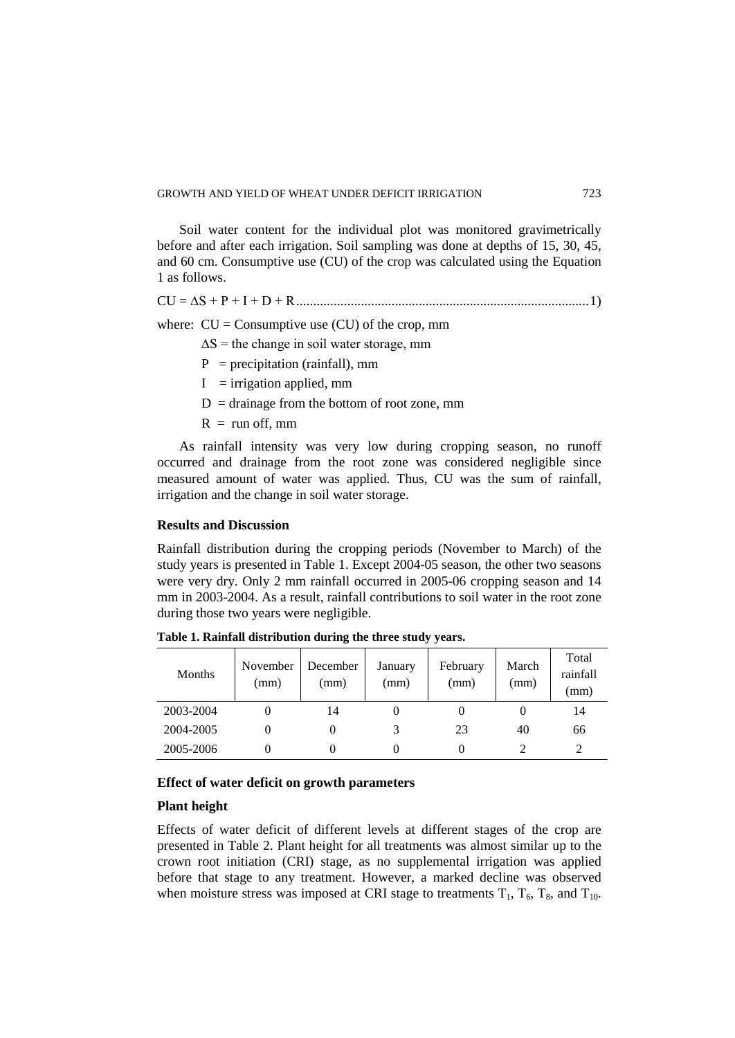Soil water content for the individual plot was monitored gravimetrically before and after each irrigation. Soil sampling was done at depths of 15, 30, 45, and 60 cm. Consumptive use (CU) of the crop was calculated using the Equation 1 as follows.

$$CU = \Delta S + P + I + D + R \quad \text{.......1)}$$

where: CU = Consumptive use (CU) of the crop, mm

$\Delta S$ = the change in soil water storage, mm

P = precipitation (rainfall), mm

I = irrigation applied, mm

D = drainage from the bottom of root zone, mm

R = run off, mm

As rainfall intensity was very low during cropping season, no runoff occurred and drainage from the root zone was considered negligible since measured amount of water was applied. Thus, CU was the sum of rainfall, irrigation and the change in soil water storage.

## Results and Discussion

Rainfall distribution during the cropping periods (November to March) of the study years is presented in Table 1. Except 2004-05 season, the other two seasons were very dry. Only 2 mm rainfall occurred in 2005-06 cropping season and 14 mm in 2003-2004. As a result, rainfall contributions to soil water in the root zone during those two years were negligible.

**Table 1. Rainfall distribution during the three study years.**

| Months | November (mm) | December (mm) | January (mm) | February (mm) | March (mm) | Total rainfall (mm) |
|---|---|---|---|---|---|---|
| 2003-2004 | 0 | 14 | 0 | 0 | 0 | 14 |
| 2004-2005 | 0 | 0 | 3 | 23 | 40 | 66 |
| 2005-2006 | 0 | 0 | 0 | 0 | 2 | 2 |

### Effect of water deficit on growth parameters

### Plant height

Effects of water deficit of different levels at different stages of the crop are presented in Table 2. Plant height for all treatments was almost similar up to the crown root initiation (CRI) stage, as no supplemental irrigation was applied before that stage to any treatment. However, a marked decline was observed when moisture stress was imposed at CRI stage to treatments $T_1$, $T_6$, $T_8$, and $T_{10}$.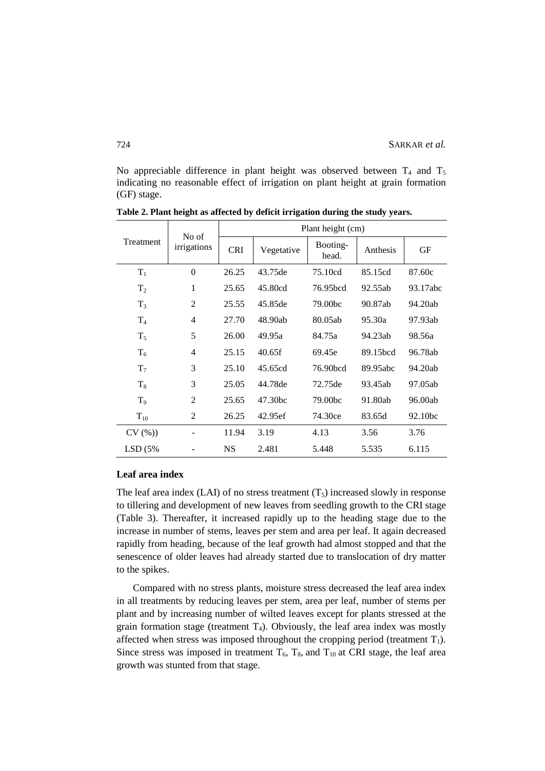No appreciable difference in plant height was observed between $T_4$ and $T_5$ indicating no reasonable effect of irrigation on plant height at grain formation (GF) stage.

**Table 2. Plant height as affected by deficit irrigation during the study years.**

| Treatment | No of irrigations | Plant height (cm) | | | | |
|---|---|---|---|---|---|---|
| | | CRI | Vegetative | Booting-head. | Anthesis | GF |
| $T_1$ | 0 | 26.25 | 43.75de | 75.10cd | 85.15cd | 87.60c |
| $T_2$ | 1 | 25.65 | 45.80cd | 76.95bcd | 92.55ab | 93.17abc |
| $T_3$ | 2 | 25.55 | 45.85de | 79.00bc | 90.87ab | 94.20ab |
| $T_4$ | 4 | 27.70 | 48.90ab | 80.05ab | 95.30a | 97.93ab |
| $T_5$ | 5 | 26.00 | 49.95a | 84.75a | 94.23ab | 98.56a |
| $T_6$ | 4 | 25.15 | 40.65f | 69.45e | 89.15bcd | 96.78ab |
| $T_7$ | 3 | 25.10 | 45.65cd | 76.90bcd | 89.95abc | 94.20ab |
| $T_8$ | 3 | 25.05 | 44.78de | 72.75de | 93.45ab | 97.05ab |
| $T_9$ | 2 | 25.65 | 47.30bc | 79.00bc | 91.80ab | 96.00ab |
| $T_{10}$ | 2 | 26.25 | 42.95ef | 74.30ce | 83.65d | 92.10bc |
| CV (%)) | - | 11.94 | 3.19 | 4.13 | 3.56 | 3.76 |
| LSD (5% | - | NS | 2.481 | 5.448 | 5.535 | 6.115 |

### Leaf area index

The leaf area index (LAI) of no stress treatment ($T_5$) increased slowly in response to tillering and development of new leaves from seedling growth to the CRI stage (Table 3). Thereafter, it increased rapidly up to the heading stage due to the increase in number of stems, leaves per stem and area per leaf. It again decreased rapidly from heading, because of the leaf growth had almost stopped and that the senescence of older leaves had already started due to translocation of dry matter to the spikes.

Compared with no stress plants, moisture stress decreased the leaf area index in all treatments by reducing leaves per stem, area per leaf, number of stems per plant and by increasing number of wilted leaves except for plants stressed at the grain formation stage (treatment $T_4$). Obviously, the leaf area index was mostly affected when stress was imposed throughout the cropping period (treatment $T_1$). Since stress was imposed in treatment $T_6$, $T_8$, and $T_{10}$ at CRI stage, the leaf area growth was stunted from that stage.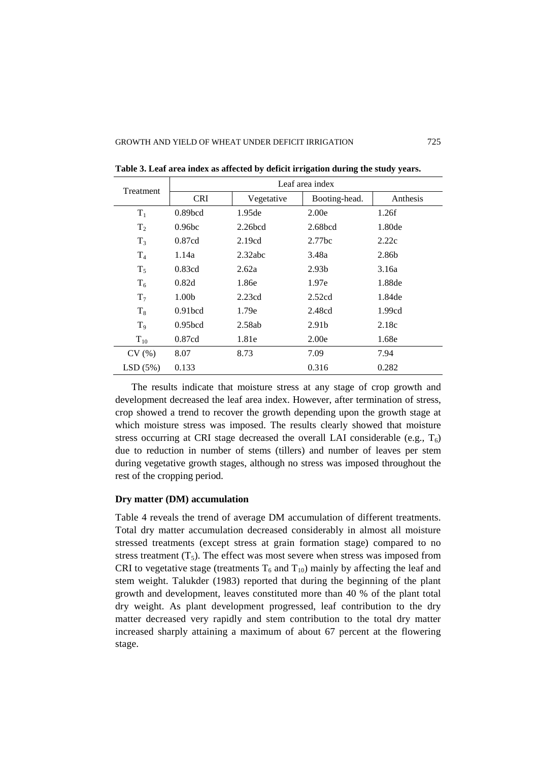**Table 3. Leaf area index as affected by deficit irrigation during the study years.**

| Treatment | Leaf area index | | | |
|---|---|---|---|---|
| | CRI | Vegetative | Booting-head. | Anthesis |
| $T_1$ | 0.89bcd | 1.95de | 2.00e | 1.26f |
| $T_2$ | 0.96bc | 2.26bcd | 2.68bcd | 1.80de |
| $T_3$ | 0.87cd | 2.19cd | 2.77bc | 2.22c |
| $T_4$ | 1.14a | 2.32abc | 3.48a | 2.86b |
| $T_5$ | 0.83cd | 2.62a | 2.93b | 3.16a |
| $T_6$ | 0.82d | 1.86e | 1.97e | 1.88de |
| $T_7$ | 1.00b | 2.23cd | 2.52cd | 1.84de |
| $T_8$ | 0.91bcd | 1.79e | 2.48cd | 1.99cd |
| $T_9$ | 0.95bcd | 2.58ab | 2.91b | 2.18c |
| $T_{10}$ | 0.87cd | 1.81e | 2.00e | 1.68e |
| CV (%) | 8.07 | 8.73 | 7.09 | 7.94 |
| LSD (5%) | 0.133 | | 0.316 | 0.282 |

The results indicate that moisture stress at any stage of crop growth and development decreased the leaf area index. However, after termination of stress, crop showed a trend to recover the growth depending upon the growth stage at which moisture stress was imposed. The results clearly showed that moisture stress occurring at CRI stage decreased the overall LAI considerable (e.g., $T_6$) due to reduction in number of stems (tillers) and number of leaves per stem during vegetative growth stages, although no stress was imposed throughout the rest of the cropping period.

**Dry matter (DM) accumulation**

Table 4 reveals the trend of average DM accumulation of different treatments. Total dry matter accumulation decreased considerably in almost all moisture stressed treatments (except stress at grain formation stage) compared to no stress treatment ($T_5$). The effect was most severe when stress was imposed from CRI to vegetative stage (treatments $T_6$ and $T_{10}$) mainly by affecting the leaf and stem weight. Talukder (1983) reported that during the beginning of the plant growth and development, leaves constituted more than 40 % of the plant total dry weight. As plant development progressed, leaf contribution to the dry matter decreased very rapidly and stem contribution to the total dry matter increased sharply attaining a maximum of about 67 percent at the flowering stage.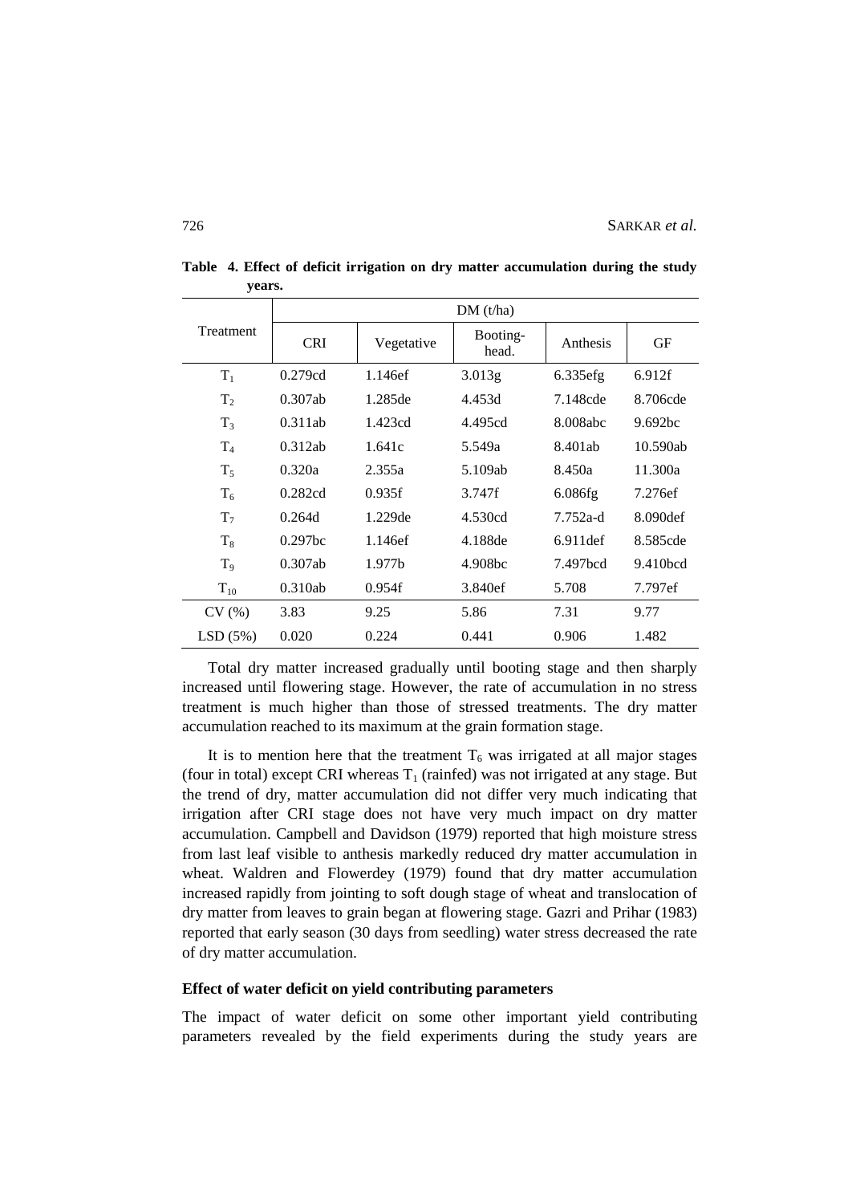**Table 4. Effect of deficit irrigation on dry matter accumulation during the study years.**

| Treatment | DM (t/ha) | | | | |
|---|---|---|---|---|---|
| | CRI | Vegetative | Booting-head. | Anthesis | GF |
| $T_1$ | 0.279cd | 1.146ef | 3.013g | 6.335efg | 6.912f |
| $T_2$ | 0.307ab | 1.285de | 4.453d | 7.148cde | 8.706cde |
| $T_3$ | 0.311ab | 1.423cd | 4.495cd | 8.008abc | 9.692bc |
| $T_4$ | 0.312ab | 1.641c | 5.549a | 8.401ab | 10.590ab |
| $T_5$ | 0.320a | 2.355a | 5.109ab | 8.450a | 11.300a |
| $T_6$ | 0.282cd | 0.935f | 3.747f | 6.086fg | 7.276ef |
| $T_7$ | 0.264d | 1.229de | 4.530cd | 7.752a-d | 8.090def |
| $T_8$ | 0.297bc | 1.146ef | 4.188de | 6.911def | 8.585cde |
| $T_9$ | 0.307ab | 1.977b | 4.908bc | 7.497bcd | 9.410bcd |
| $T_{10}$ | 0.310ab | 0.954f | 3.840ef | 5.708 | 7.797ef |
| CV (%) | 3.83 | 9.25 | 5.86 | 7.31 | 9.77 |
| LSD (5%) | 0.020 | 0.224 | 0.441 | 0.906 | 1.482 |

Total dry matter increased gradually until booting stage and then sharply increased until flowering stage. However, the rate of accumulation in no stress treatment is much higher than those of stressed treatments. The dry matter accumulation reached to its maximum at the grain formation stage.

It is to mention here that the treatment $T_6$ was irrigated at all major stages (four in total) except CRI whereas $T_1$ (rainfed) was not irrigated at any stage. But the trend of dry, matter accumulation did not differ very much indicating that irrigation after CRI stage does not have very much impact on dry matter accumulation. Campbell and Davidson (1979) reported that high moisture stress from last leaf visible to anthesis markedly reduced dry matter accumulation in wheat. Waldren and Flowerdey (1979) found that dry matter accumulation increased rapidly from jointing to soft dough stage of wheat and translocation of dry matter from leaves to grain began at flowering stage. Gazri and Prihar (1983) reported that early season (30 days from seedling) water stress decreased the rate of dry matter accumulation.

### Effect of water deficit on yield contributing parameters

The impact of water deficit on some other important yield contributing parameters revealed by the field experiments during the study years are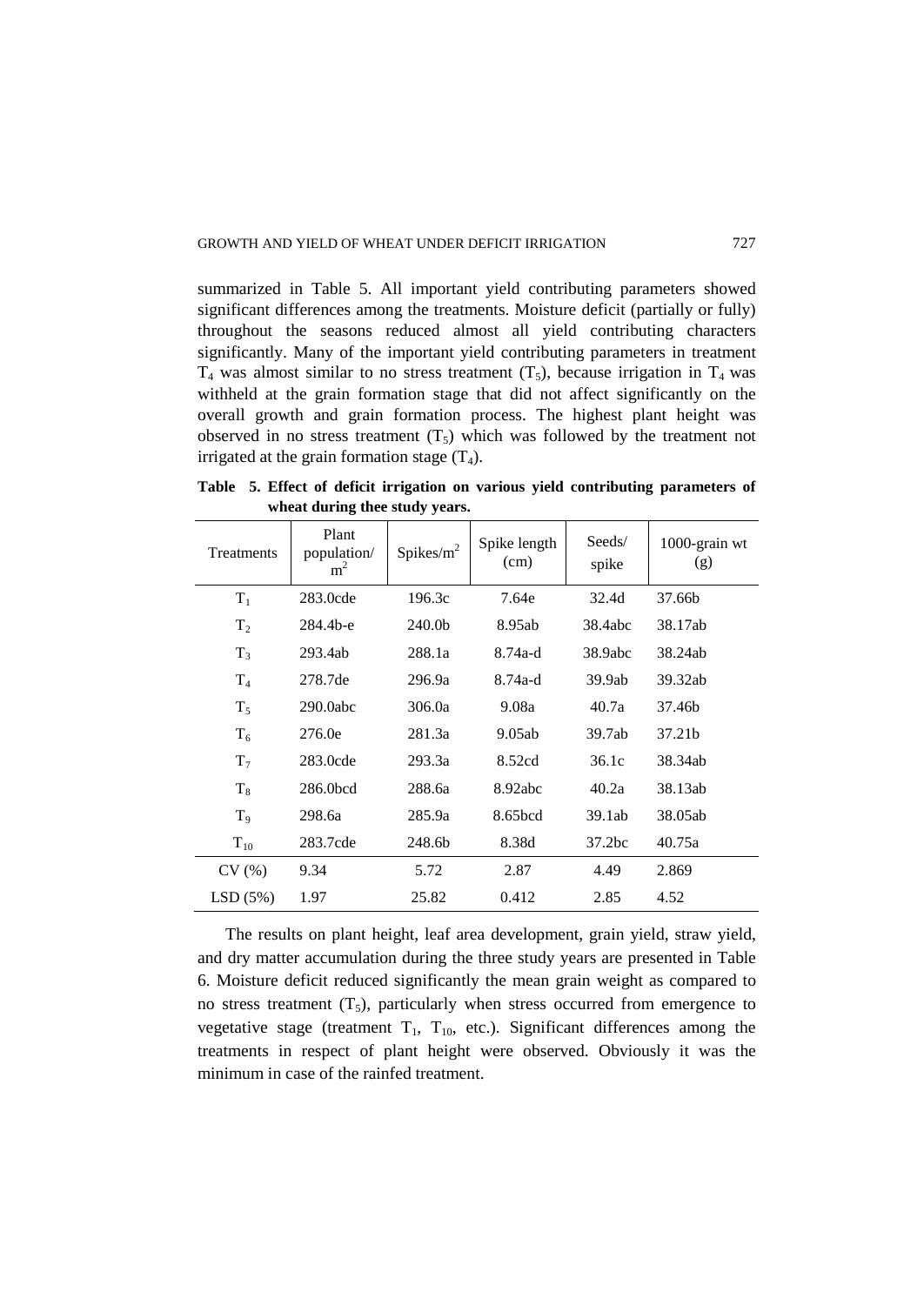summarized in Table 5. All important yield contributing parameters showed significant differences among the treatments. Moisture deficit (partially or fully) throughout the seasons reduced almost all yield contributing characters significantly. Many of the important yield contributing parameters in treatment $T_4$ was almost similar to no stress treatment ($T_5$), because irrigation in $T_4$ was withheld at the grain formation stage that did not affect significantly on the overall growth and grain formation process. The highest plant height was observed in no stress treatment ($T_5$) which was followed by the treatment not irrigated at the grain formation stage ($T_4$).

**Table 5. Effect of deficit irrigation on various yield contributing parameters of wheat during thee study years.**

| Treatments | Plant population/ $m^2$ | Spikes/$m^2$ | Spike length (cm) | Seeds/ spike | 1000-grain wt (g) |
|---|---|---|---|---|---|
| $T_1$ | 283.0cde | 196.3c | 7.64e | 32.4d | 37.66b |
| $T_2$ | 284.4b-e | 240.0b | 8.95ab | 38.4abc | 38.17ab |
| $T_3$ | 293.4ab | 288.1a | 8.74a-d | 38.9abc | 38.24ab |
| $T_4$ | 278.7de | 296.9a | 8.74a-d | 39.9ab | 39.32ab |
| $T_5$ | 290.0abc | 306.0a | 9.08a | 40.7a | 37.46b |
| $T_6$ | 276.0e | 281.3a | 9.05ab | 39.7ab | 37.21b |
| $T_7$ | 283.0cde | 293.3a | 8.52cd | 36.1c | 38.34ab |
| $T_8$ | 286.0bcd | 288.6a | 8.92abc | 40.2a | 38.13ab |
| $T_9$ | 298.6a | 285.9a | 8.65bcd | 39.1ab | 38.05ab |
| $T_{10}$ | 283.7cde | 248.6b | 8.38d | 37.2bc | 40.75a |
| CV (%) | 9.34 | 5.72 | 2.87 | 4.49 | 2.869 |
| LSD (5%) | 1.97 | 25.82 | 0.412 | 2.85 | 4.52 |

The results on plant height, leaf area development, grain yield, straw yield, and dry matter accumulation during the three study years are presented in Table 6. Moisture deficit reduced significantly the mean grain weight as compared to no stress treatment ($T_5$), particularly when stress occurred from emergence to vegetative stage (treatment $T_1$, $T_{10}$, etc.). Significant differences among the treatments in respect of plant height were observed. Obviously it was the minimum in case of the rainfed treatment.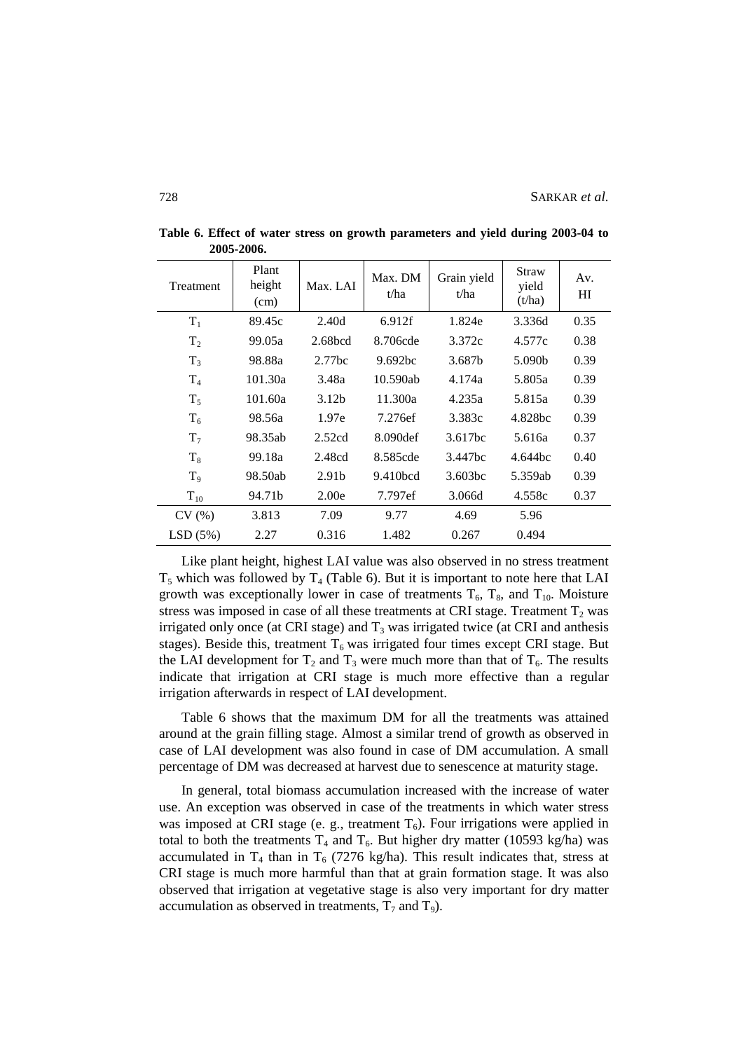**Table 6. Effect of water stress on growth parameters and yield during 2003-04 to 2005-2006.**

| Treatment | Plant height (cm) | Max. LAI | Max. DM t/ha | Grain yield t/ha | Straw yield (t/ha) | Av. HI |
|---|---|---|---|---|---|---|
| $T_1$ | 89.45c | 2.40d | 6.912f | 1.824e | 3.336d | 0.35 |
| $T_2$ | 99.05a | 2.68bcd | 8.706cde | 3.372c | 4.577c | 0.38 |
| $T_3$ | 98.88a | 2.77bc | 9.692bc | 3.687b | 5.090b | 0.39 |
| $T_4$ | 101.30a | 3.48a | 10.590ab | 4.174a | 5.805a | 0.39 |
| $T_5$ | 101.60a | 3.12b | 11.300a | 4.235a | 5.815a | 0.39 |
| $T_6$ | 98.56a | 1.97e | 7.276ef | 3.383c | 4.828bc | 0.39 |
| $T_7$ | 98.35ab | 2.52cd | 8.090def | 3.617bc | 5.616a | 0.37 |
| $T_8$ | 99.18a | 2.48cd | 8.585cde | 3.447bc | 4.644bc | 0.40 |
| $T_9$ | 98.50ab | 2.91b | 9.410bcd | 3.603bc | 5.359ab | 0.39 |
| $T_{10}$ | 94.71b | 2.00e | 7.797ef | 3.066d | 4.558c | 0.37 |
| CV (%) | 3.813 | 7.09 | 9.77 | 4.69 | 5.96 | |
| LSD (5%) | 2.27 | 0.316 | 1.482 | 0.267 | 0.494 | |

Like plant height, highest LAI value was also observed in no stress treatment $T_5$ which was followed by $T_4$ (Table 6). But it is important to note here that LAI growth was exceptionally lower in case of treatments $T_6$, $T_8$, and $T_{10}$. Moisture stress was imposed in case of all these treatments at CRI stage. Treatment $T_2$ was irrigated only once (at CRI stage) and $T_3$ was irrigated twice (at CRI and anthesis stages). Beside this, treatment $T_6$ was irrigated four times except CRI stage. But the LAI development for $T_2$ and $T_3$ were much more than that of $T_6$. The results indicate that irrigation at CRI stage is much more effective than a regular irrigation afterwards in respect of LAI development.

Table 6 shows that the maximum DM for all the treatments was attained around at the grain filling stage. Almost a similar trend of growth as observed in case of LAI development was also found in case of DM accumulation. A small percentage of DM was decreased at harvest due to senescence at maturity stage.

In general, total biomass accumulation increased with the increase of water use. An exception was observed in case of the treatments in which water stress was imposed at CRI stage (e. g., treatment $T_6$). Four irrigations were applied in total to both the treatments $T_4$ and $T_6$. But higher dry matter (10593 kg/ha) was accumulated in $T_4$ than in $T_6$ (7276 kg/ha). This result indicates that, stress at CRI stage is much more harmful than that at grain formation stage. It was also observed that irrigation at vegetative stage is also very important for dry matter accumulation as observed in treatments, $T_7$ and $T_9$).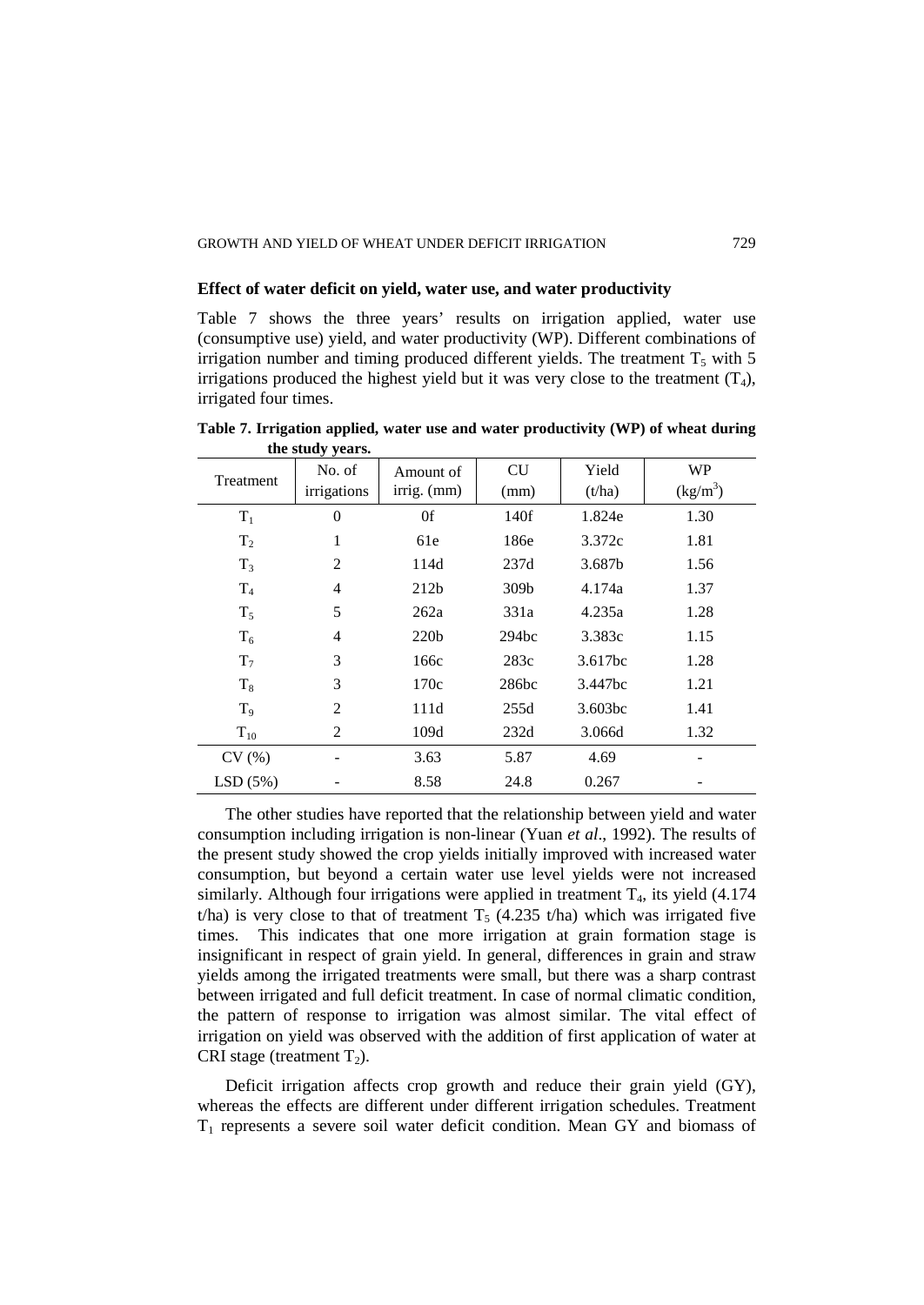### Effect of water deficit on yield, water use, and water productivity

Table 7 shows the three years' results on irrigation applied, water use (consumptive use) yield, and water productivity (WP). Different combinations of irrigation number and timing produced different yields. The treatment $T_5$ with 5 irrigations produced the highest yield but it was very close to the treatment ($T_4$), irrigated four times.

**Table 7. Irrigation applied, water use and water productivity (WP) of wheat during the study years.**

| Treatment | No. of irrigations | Amount of irrig. (mm) | CU (mm) | Yield (t/ha) | WP ($kg/m^3$) |
|---|---|---|---|---|---|
| $T_1$ | 0 | 0f | 140f | 1.824e | 1.30 |
| $T_2$ | 1 | 61e | 186e | 3.372c | 1.81 |
| $T_3$ | 2 | 114d | 237d | 3.687b | 1.56 |
| $T_4$ | 4 | 212b | 309b | 4.174a | 1.37 |
| $T_5$ | 5 | 262a | 331a | 4.235a | 1.28 |
| $T_6$ | 4 | 220b | 294bc | 3.383c | 1.15 |
| $T_7$ | 3 | 166c | 283c | 3.617bc | 1.28 |
| $T_8$ | 3 | 170c | 286bc | 3.447bc | 1.21 |
| $T_9$ | 2 | 111d | 255d | 3.603bc | 1.41 |
| $T_{10}$ | 2 | 109d | 232d | 3.066d | 1.32 |
| CV (%) | - | 3.63 | 5.87 | 4.69 | - |
| LSD (5%) | - | 8.58 | 24.8 | 0.267 | - |

The other studies have reported that the relationship between yield and water consumption including irrigation is non-linear (Yuan *et al*., 1992). The results of the present study showed the crop yields initially improved with increased water consumption, but beyond a certain water use level yields were not increased similarly. Although four irrigations were applied in treatment $T_4$, its yield (4.174 t/ha) is very close to that of treatment $T_5$ (4.235 t/ha) which was irrigated five times. This indicates that one more irrigation at grain formation stage is insignificant in respect of grain yield. In general, differences in grain and straw yields among the irrigated treatments were small, but there was a sharp contrast between irrigated and full deficit treatment. In case of normal climatic condition, the pattern of response to irrigation was almost similar. The vital effect of irrigation on yield was observed with the addition of first application of water at CRI stage (treatment $T_2$).

Deficit irrigation affects crop growth and reduce their grain yield (GY), whereas the effects are different under different irrigation schedules. Treatment $T_1$ represents a severe soil water deficit condition. Mean GY and biomass of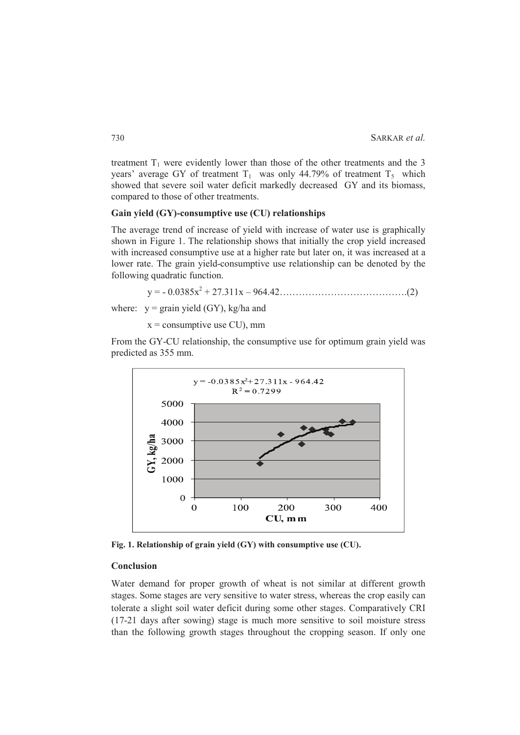treatment $T_1$ were evidently lower than those of the other treatments and the 3 years' average GY of treatment $T_1$ was only 44.79% of treatment $T_5$ which showed that severe soil water deficit markedly decreased GY and its biomass, compared to those of other treatments.

**Gain yield (GY)-consumptive use (CU) relationships**

The average trend of increase of yield with increase of water use is graphically shown in Figure 1. The relationship shows that initially the crop yield increased with increased consumptive use at a higher rate but later on, it was increased at a lower rate. The grain yield-consumptive use relationship can be denoted by the following quadratic function.

$$y = -0.0385x^2 + 27.311x - 964.42 \quad \text{..................(2)}$$

where: $y$ = grain yield (GY), kg/ha and

$x$ = consumptive use CU), mm

From the GY-CU relationship, the consumptive use for optimum grain yield was predicted as 355 mm.

**Fig. 1. Relationship of grain yield (GY) with consumptive use (CU).**

**Conclusion**

Water demand for proper growth of wheat is not similar at different growth stages. Some stages are very sensitive to water stress, whereas the crop easily can tolerate a slight soil water deficit during some other stages. Comparatively CRI (17-21 days after sowing) stage is much more sensitive to soil moisture stress than the following growth stages throughout the cropping season. If only one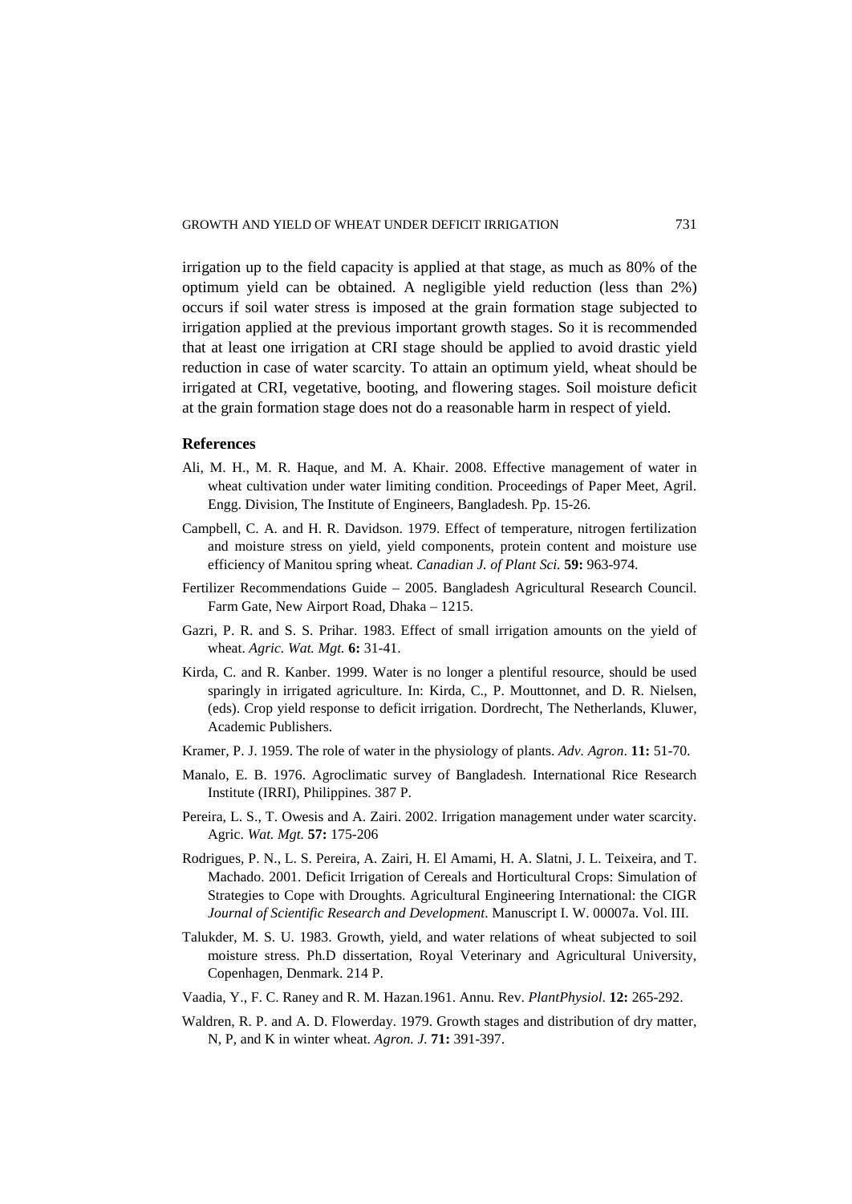irrigation up to the field capacity is applied at that stage, as much as 80% of the optimum yield can be obtained. A negligible yield reduction (less than 2%) occurs if soil water stress is imposed at the grain formation stage subjected to irrigation applied at the previous important growth stages. So it is recommended that at least one irrigation at CRI stage should be applied to avoid drastic yield reduction in case of water scarcity. To attain an optimum yield, wheat should be irrigated at CRI, vegetative, booting, and flowering stages. Soil moisture deficit at the grain formation stage does not do a reasonable harm in respect of yield.

## References

Ali, M. H., M. R. Haque, and M. A. Khair. 2008. Effective management of water in wheat cultivation under water limiting condition. Proceedings of Paper Meet, Agril. Engg. Division, The Institute of Engineers, Bangladesh. Pp. 15-26.

Campbell, C. A. and H. R. Davidson. 1979. Effect of temperature, nitrogen fertilization and moisture stress on yield, yield components, protein content and moisture use efficiency of Manitou spring wheat. *Canadian J. of Plant Sci.* **59:** 963-974.

Fertilizer Recommendations Guide – 2005. Bangladesh Agricultural Research Council. Farm Gate, New Airport Road, Dhaka – 1215.

Gazri, P. R. and S. S. Prihar. 1983. Effect of small irrigation amounts on the yield of wheat. *Agric. Wat. Mgt.* **6:** 31-41.

Kirda, C. and R. Kanber. 1999. Water is no longer a plentiful resource, should be used sparingly in irrigated agriculture. In: Kirda, C., P. Mouttonnet, and D. R. Nielsen, (eds). Crop yield response to deficit irrigation. Dordrecht, The Netherlands, Kluwer, Academic Publishers.

Kramer, P. J. 1959. The role of water in the physiology of plants. *Adv. Agron*. **11:** 51-70.

Manalo, E. B. 1976. Agroclimatic survey of Bangladesh. International Rice Research Institute (IRRI), Philippines. 387 P.

Pereira, L. S., T. Owesis and A. Zairi. 2002. Irrigation management under water scarcity. Agric. *Wat. Mgt.* **57:** 175-206

Rodrigues, P. N., L. S. Pereira, A. Zairi, H. El Amami, H. A. Slatni, J. L. Teixeira, and T. Machado. 2001. Deficit Irrigation of Cereals and Horticultural Crops: Simulation of Strategies to Cope with Droughts. Agricultural Engineering International: the CIGR *Journal of Scientific Research and Development*. Manuscript I. W. 00007a. Vol. III.

Talukder, M. S. U. 1983. Growth, yield, and water relations of wheat subjected to soil moisture stress. Ph.D dissertation, Royal Veterinary and Agricultural University, Copenhagen, Denmark. 214 P.

Vaadia, Y., F. C. Raney and R. M. Hazan.1961. Annu. Rev. *PlantPhysiol*. **12:** 265-292.

Waldren, R. P. and A. D. Flowerday. 1979. Growth stages and distribution of dry matter, N, P, and K in winter wheat. *Agron. J.* **71:** 391-397.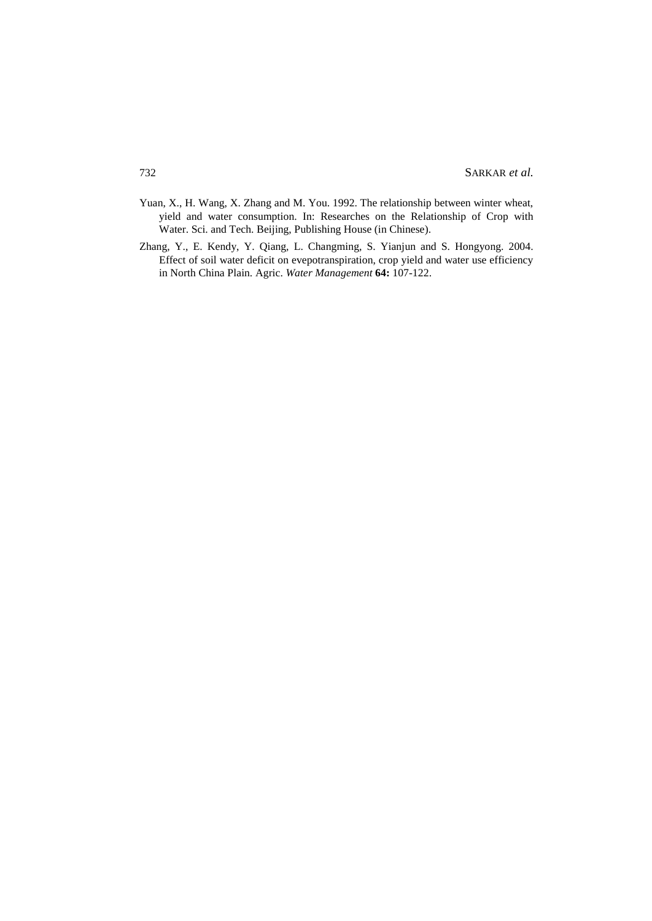Yuan, X., H. Wang, X. Zhang and M. You. 1992. The relationship between winter wheat, yield and water consumption. In: Researches on the Relationship of Crop with Water. Sci. and Tech. Beijing, Publishing House (in Chinese).

Zhang, Y., E. Kendy, Y. Qiang, L. Changming, S. Yianjun and S. Hongyong. 2004. Effect of soil water deficit on evepotranspiration, crop yield and water use efficiency in North China Plain. Agric. *Water Management* **64:** 107-122.